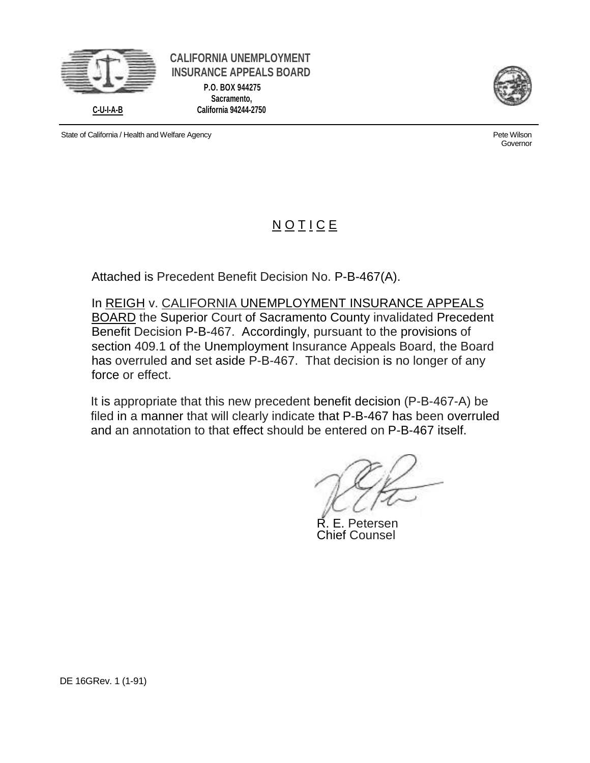**CALIFORNIA UNEMPLOYMENT INSURANCE APPEALS BOARD**

**P.O. BOX 944275**
**Sacramento,**
**California 94244-2750**

**C-U-I-A-B**

State of California / Health and Welfare Agency

Pete Wilson
Governor

# N O T I C E

Attached is Precedent Benefit Decision No. P-B-467(A).

In REIGH v. CALIFORNIA UNEMPLOYMENT INSURANCE APPEALS BOARD the Superior Court of Sacramento County invalidated Precedent Benefit Decision P-B-467. Accordingly, pursuant to the provisions of section 409.1 of the Unemployment Insurance Appeals Board, the Board has overruled and set aside P-B-467. That decision is no longer of any force or effect.

It is appropriate that this new precedent benefit decision (P-B-467-A) be filed in a manner that will clearly indicate that P-B-467 has been overruled and an annotation to that effect should be entered on P-B-467 itself.

R. E. Petersen
Chief Counsel

DE 16GRev. 1 (1-91)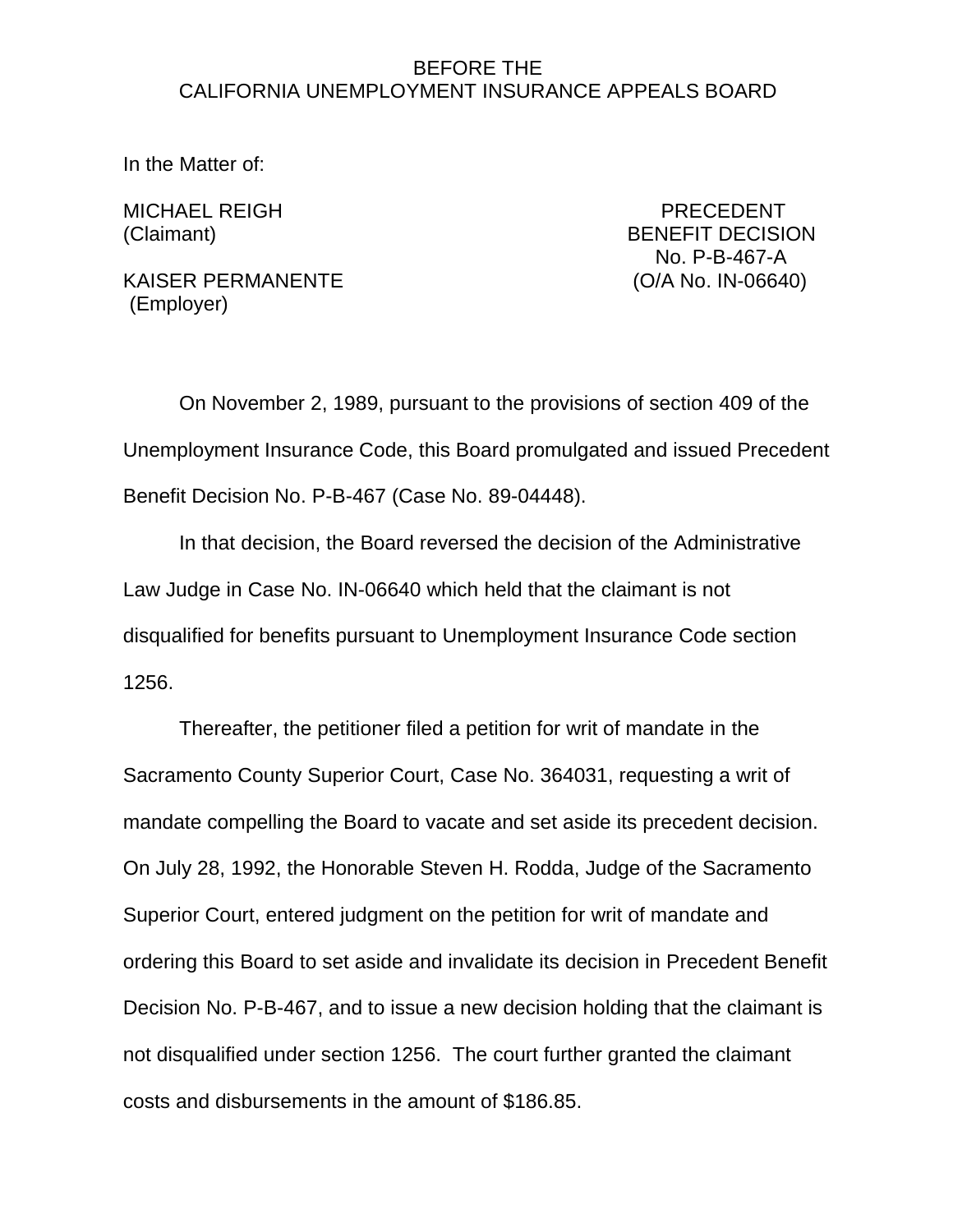BEFORE THE
CALIFORNIA UNEMPLOYMENT INSURANCE APPEALS BOARD

In the Matter of:

MICHAEL REIGH
(Claimant)

KAISER PERMANENTE
(Employer)

PRECEDENT
BENEFIT DECISION
No. P-B-467-A
(O/A No. IN-06640)

On November 2, 1989, pursuant to the provisions of section 409 of the Unemployment Insurance Code, this Board promulgated and issued Precedent Benefit Decision No. P-B-467 (Case No. 89-04448).

In that decision, the Board reversed the decision of the Administrative Law Judge in Case No. IN-06640 which held that the claimant is not disqualified for benefits pursuant to Unemployment Insurance Code section 1256.

Thereafter, the petitioner filed a petition for writ of mandate in the Sacramento County Superior Court, Case No. 364031, requesting a writ of mandate compelling the Board to vacate and set aside its precedent decision. On July 28, 1992, the Honorable Steven H. Rodda, Judge of the Sacramento Superior Court, entered judgment on the petition for writ of mandate and ordering this Board to set aside and invalidate its decision in Precedent Benefit Decision No. P-B-467, and to issue a new decision holding that the claimant is not disqualified under section 1256. The court further granted the claimant costs and disbursements in the amount of $186.85.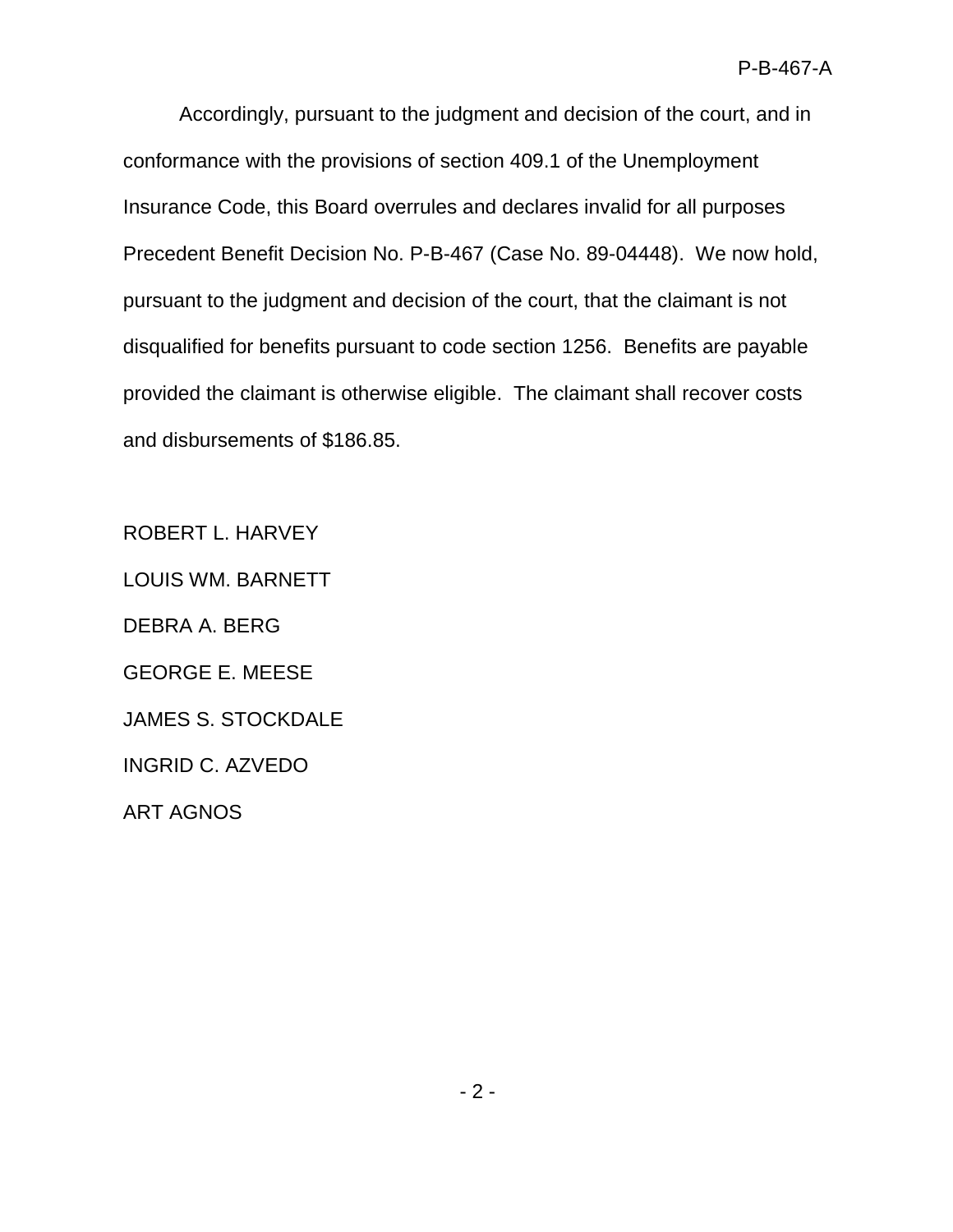Accordingly, pursuant to the judgment and decision of the court, and in conformance with the provisions of section 409.1 of the Unemployment Insurance Code, this Board overrules and declares invalid for all purposes Precedent Benefit Decision No. P-B-467 (Case No. 89-04448). We now hold, pursuant to the judgment and decision of the court, that the claimant is not disqualified for benefits pursuant to code section 1256. Benefits are payable provided the claimant is otherwise eligible. The claimant shall recover costs and disbursements of $186.85.

ROBERT L. HARVEY

LOUIS WM. BARNETT

DEBRA A. BERG

GEORGE E. MEESE

JAMES S. STOCKDALE

INGRID C. AZVEDO

ART AGNOS